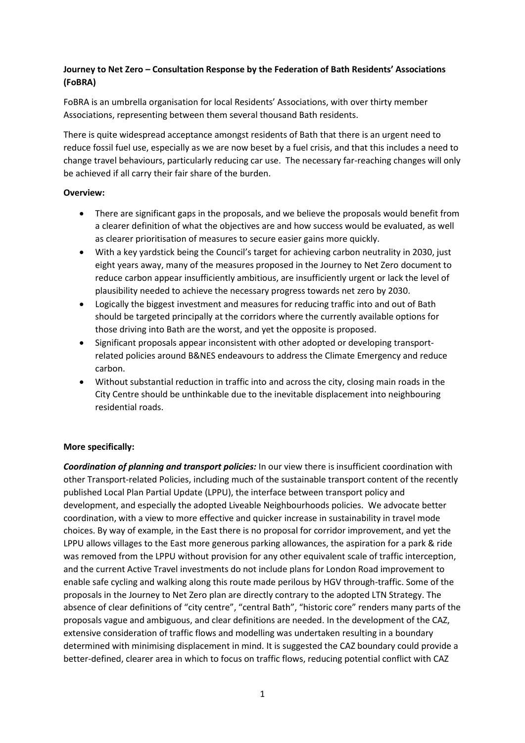**Journey to Net Zero – Consultation Response by the Federation of Bath Residents' Associations (FoBRA)**

FoBRA is an umbrella organisation for local Residents' Associations, with over thirty member Associations, representing between them several thousand Bath residents.

There is quite widespread acceptance amongst residents of Bath that there is an urgent need to reduce fossil fuel use, especially as we are now beset by a fuel crisis, and that this includes a need to change travel behaviours, particularly reducing car use. The necessary far-reaching changes will only be achieved if all carry their fair share of the burden.

**Overview:**

- There are significant gaps in the proposals, and we believe the proposals would benefit from a clearer definition of what the objectives are and how success would be evaluated, as well as clearer prioritisation of measures to secure easier gains more quickly.
- With a key yardstick being the Council's target for achieving carbon neutrality in 2030, just eight years away, many of the measures proposed in the Journey to Net Zero document to reduce carbon appear insufficiently ambitious, are insufficiently urgent or lack the level of plausibility needed to achieve the necessary progress towards net zero by 2030.
- Logically the biggest investment and measures for reducing traffic into and out of Bath should be targeted principally at the corridors where the currently available options for those driving into Bath are the worst, and yet the opposite is proposed.
- Significant proposals appear inconsistent with other adopted or developing transport-related policies around B&NES endeavours to address the Climate Emergency and reduce carbon.
- Without substantial reduction in traffic into and across the city, closing main roads in the City Centre should be unthinkable due to the inevitable displacement into neighbouring residential roads.

**More specifically:**

***Coordination of planning and transport policies:*** In our view there is insufficient coordination with other Transport-related Policies, including much of the sustainable transport content of the recently published Local Plan Partial Update (LPPU), the interface between transport policy and development, and especially the adopted Liveable Neighbourhoods policies. We advocate better coordination, with a view to more effective and quicker increase in sustainability in travel mode choices. By way of example, in the East there is no proposal for corridor improvement, and yet the LPPU allows villages to the East more generous parking allowances, the aspiration for a park & ride was removed from the LPPU without provision for any other equivalent scale of traffic interception, and the current Active Travel investments do not include plans for London Road improvement to enable safe cycling and walking along this route made perilous by HGV through-traffic. Some of the proposals in the Journey to Net Zero plan are directly contrary to the adopted LTN Strategy. The absence of clear definitions of "city centre", "central Bath", "historic core" renders many parts of the proposals vague and ambiguous, and clear definitions are needed. In the development of the CAZ, extensive consideration of traffic flows and modelling was undertaken resulting in a boundary determined with minimising displacement in mind. It is suggested the CAZ boundary could provide a better-defined, clearer area in which to focus on traffic flows, reducing potential conflict with CAZ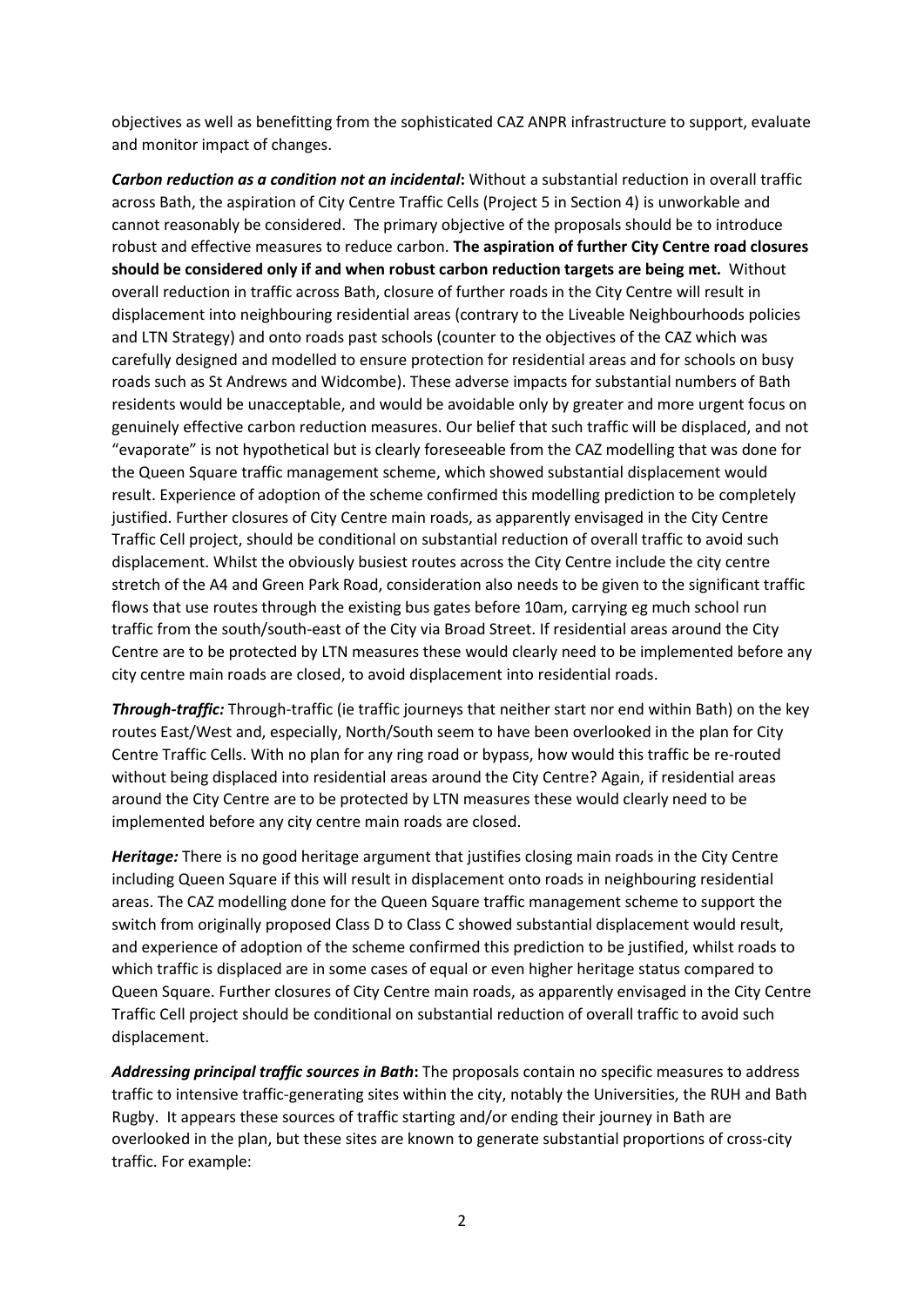objectives as well as benefitting from the sophisticated CAZ ANPR infrastructure to support, evaluate and monitor impact of changes.

***Carbon reduction as a condition not an incidental*:** Without a substantial reduction in overall traffic across Bath, the aspiration of City Centre Traffic Cells (Project 5 in Section 4) is unworkable and cannot reasonably be considered. The primary objective of the proposals should be to introduce robust and effective measures to reduce carbon. **The aspiration of further City Centre road closures should be considered only if and when robust carbon reduction targets are being met.** Without overall reduction in traffic across Bath, closure of further roads in the City Centre will result in displacement into neighbouring residential areas (contrary to the Liveable Neighbourhoods policies and LTN Strategy) and onto roads past schools (counter to the objectives of the CAZ which was carefully designed and modelled to ensure protection for residential areas and for schools on busy roads such as St Andrews and Widcombe). These adverse impacts for substantial numbers of Bath residents would be unacceptable, and would be avoidable only by greater and more urgent focus on genuinely effective carbon reduction measures. Our belief that such traffic will be displaced, and not "evaporate" is not hypothetical but is clearly foreseeable from the CAZ modelling that was done for the Queen Square traffic management scheme, which showed substantial displacement would result. Experience of adoption of the scheme confirmed this modelling prediction to be completely justified. Further closures of City Centre main roads, as apparently envisaged in the City Centre Traffic Cell project, should be conditional on substantial reduction of overall traffic to avoid such displacement. Whilst the obviously busiest routes across the City Centre include the city centre stretch of the A4 and Green Park Road, consideration also needs to be given to the significant traffic flows that use routes through the existing bus gates before 10am, carrying eg much school run traffic from the south/south-east of the City via Broad Street. If residential areas around the City Centre are to be protected by LTN measures these would clearly need to be implemented before any city centre main roads are closed, to avoid displacement into residential roads.

***Through-traffic:*** Through-traffic (ie traffic journeys that neither start nor end within Bath) on the key routes East/West and, especially, North/South seem to have been overlooked in the plan for City Centre Traffic Cells. With no plan for any ring road or bypass, how would this traffic be re-routed without being displaced into residential areas around the City Centre? Again, if residential areas around the City Centre are to be protected by LTN measures these would clearly need to be implemented before any city centre main roads are closed.

***Heritage:*** There is no good heritage argument that justifies closing main roads in the City Centre including Queen Square if this will result in displacement onto roads in neighbouring residential areas. The CAZ modelling done for the Queen Square traffic management scheme to support the switch from originally proposed Class D to Class C showed substantial displacement would result, and experience of adoption of the scheme confirmed this prediction to be justified, whilst roads to which traffic is displaced are in some cases of equal or even higher heritage status compared to Queen Square. Further closures of City Centre main roads, as apparently envisaged in the City Centre Traffic Cell project should be conditional on substantial reduction of overall traffic to avoid such displacement.

***Addressing principal traffic sources in Bath*:** The proposals contain no specific measures to address traffic to intensive traffic-generating sites within the city, notably the Universities, the RUH and Bath Rugby. It appears these sources of traffic starting and/or ending their journey in Bath are overlooked in the plan, but these sites are known to generate substantial proportions of cross-city traffic. For example: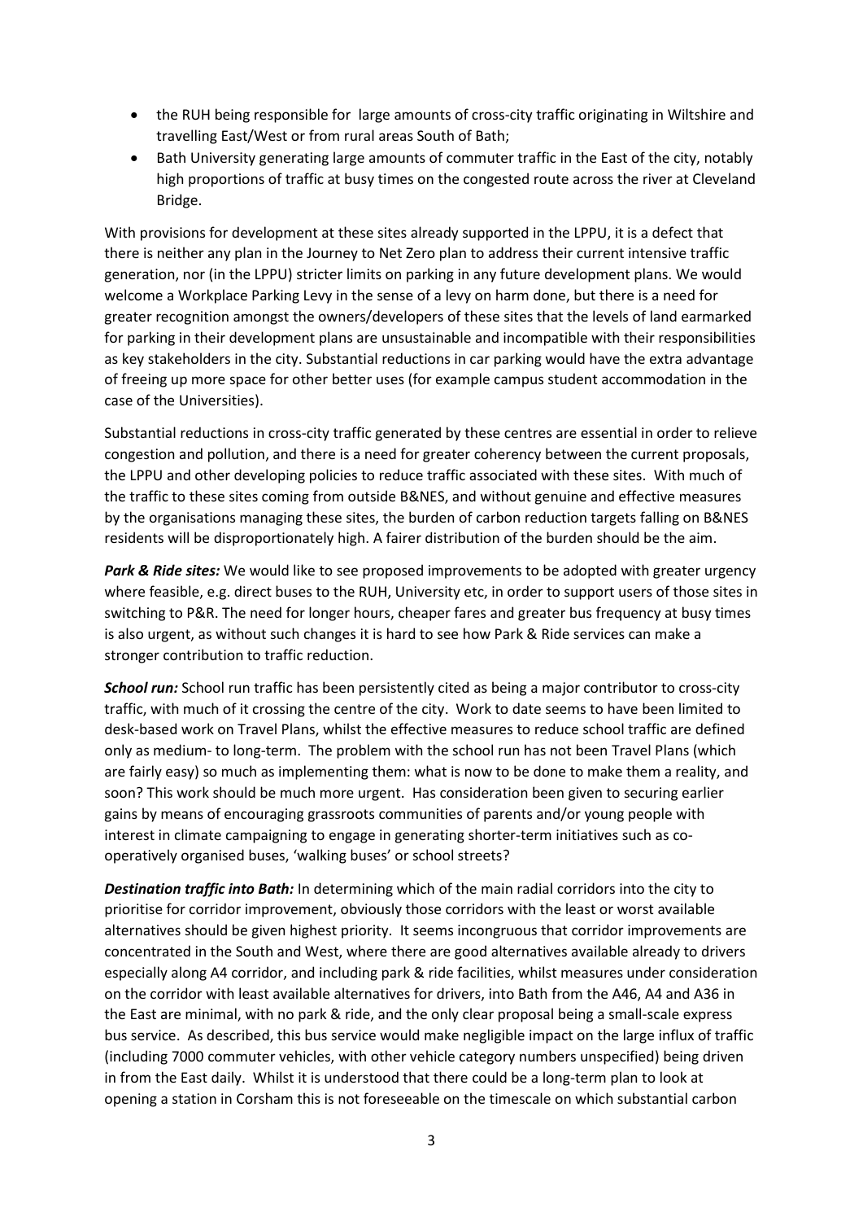- the RUH being responsible for large amounts of cross-city traffic originating in Wiltshire and travelling East/West or from rural areas South of Bath;
- Bath University generating large amounts of commuter traffic in the East of the city, notably high proportions of traffic at busy times on the congested route across the river at Cleveland Bridge.

With provisions for development at these sites already supported in the LPPU, it is a defect that there is neither any plan in the Journey to Net Zero plan to address their current intensive traffic generation, nor (in the LPPU) stricter limits on parking in any future development plans. We would welcome a Workplace Parking Levy in the sense of a levy on harm done, but there is a need for greater recognition amongst the owners/developers of these sites that the levels of land earmarked for parking in their development plans are unsustainable and incompatible with their responsibilities as key stakeholders in the city. Substantial reductions in car parking would have the extra advantage of freeing up more space for other better uses (for example campus student accommodation in the case of the Universities).

Substantial reductions in cross-city traffic generated by these centres are essential in order to relieve congestion and pollution, and there is a need for greater coherency between the current proposals, the LPPU and other developing policies to reduce traffic associated with these sites. With much of the traffic to these sites coming from outside B&NES, and without genuine and effective measures by the organisations managing these sites, the burden of carbon reduction targets falling on B&NES residents will be disproportionately high. A fairer distribution of the burden should be the aim.

***Park & Ride sites:*** We would like to see proposed improvements to be adopted with greater urgency where feasible, e.g. direct buses to the RUH, University etc, in order to support users of those sites in switching to P&R. The need for longer hours, cheaper fares and greater bus frequency at busy times is also urgent, as without such changes it is hard to see how Park & Ride services can make a stronger contribution to traffic reduction.

***School run:*** School run traffic has been persistently cited as being a major contributor to cross-city traffic, with much of it crossing the centre of the city. Work to date seems to have been limited to desk-based work on Travel Plans, whilst the effective measures to reduce school traffic are defined only as medium- to long-term. The problem with the school run has not been Travel Plans (which are fairly easy) so much as implementing them: what is now to be done to make them a reality, and soon? This work should be much more urgent. Has consideration been given to securing earlier gains by means of encouraging grassroots communities of parents and/or young people with interest in climate campaigning to engage in generating shorter-term initiatives such as co-operatively organised buses, 'walking buses' or school streets?

***Destination traffic into Bath:*** In determining which of the main radial corridors into the city to prioritise for corridor improvement, obviously those corridors with the least or worst available alternatives should be given highest priority. It seems incongruous that corridor improvements are concentrated in the South and West, where there are good alternatives available already to drivers especially along A4 corridor, and including park & ride facilities, whilst measures under consideration on the corridor with least available alternatives for drivers, into Bath from the A46, A4 and A36 in the East are minimal, with no park & ride, and the only clear proposal being a small-scale express bus service. As described, this bus service would make negligible impact on the large influx of traffic (including 7000 commuter vehicles, with other vehicle category numbers unspecified) being driven in from the East daily. Whilst it is understood that there could be a long-term plan to look at opening a station in Corsham this is not foreseeable on the timescale on which substantial carbon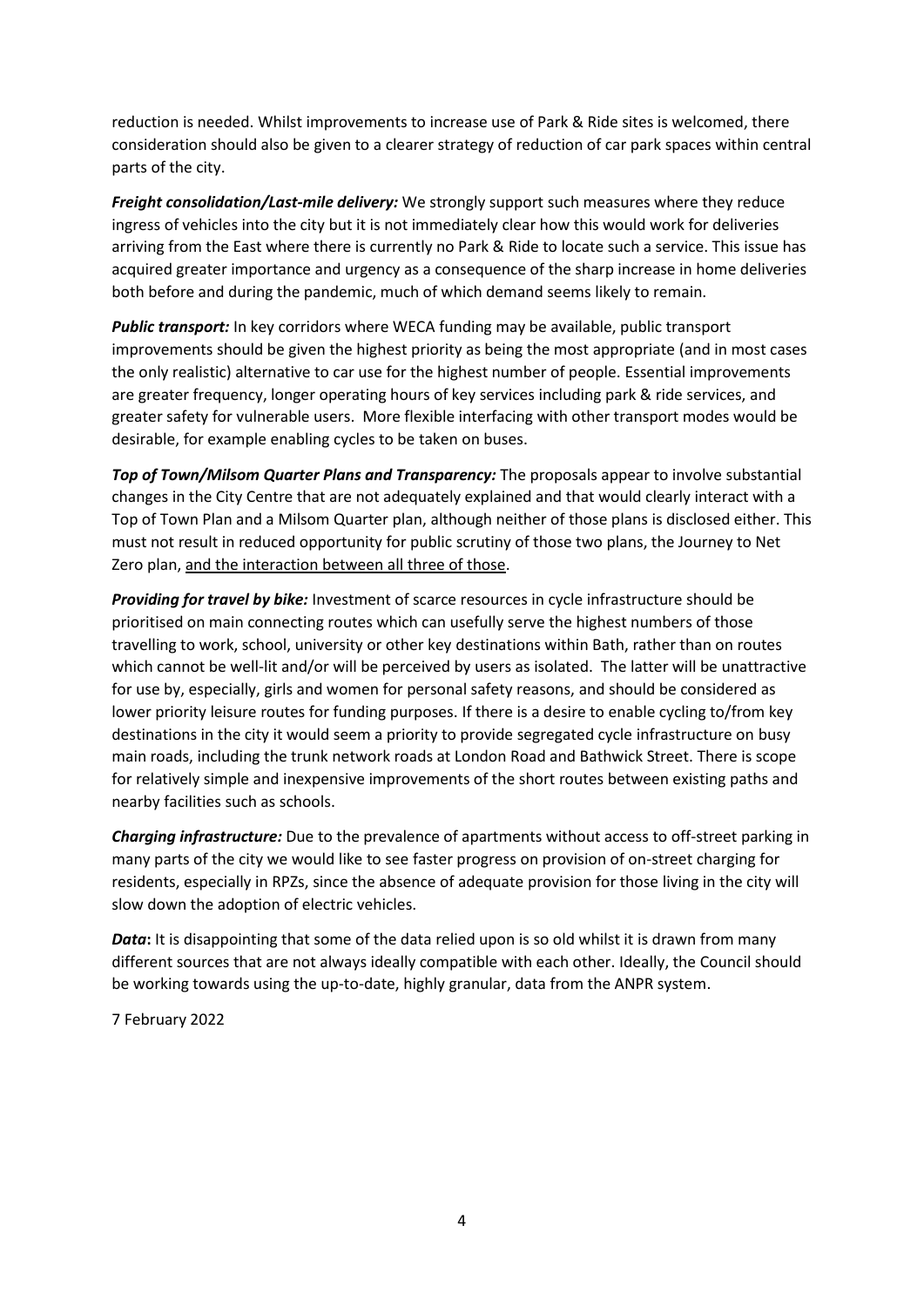reduction is needed. Whilst improvements to increase use of Park & Ride sites is welcomed, there consideration should also be given to a clearer strategy of reduction of car park spaces within central parts of the city.

***Freight consolidation/Last-mile delivery:*** We strongly support such measures where they reduce ingress of vehicles into the city but it is not immediately clear how this would work for deliveries arriving from the East where there is currently no Park & Ride to locate such a service. This issue has acquired greater importance and urgency as a consequence of the sharp increase in home deliveries both before and during the pandemic, much of which demand seems likely to remain.

***Public transport:*** In key corridors where WECA funding may be available, public transport improvements should be given the highest priority as being the most appropriate (and in most cases the only realistic) alternative to car use for the highest number of people. Essential improvements are greater frequency, longer operating hours of key services including park & ride services, and greater safety for vulnerable users. More flexible interfacing with other transport modes would be desirable, for example enabling cycles to be taken on buses.

***Top of Town/Milsom Quarter Plans and Transparency:*** The proposals appear to involve substantial changes in the City Centre that are not adequately explained and that would clearly interact with a Top of Town Plan and a Milsom Quarter plan, although neither of those plans is disclosed either. This must not result in reduced opportunity for public scrutiny of those two plans, the Journey to Net Zero plan, <u>and the interaction between all three of those</u>.

***Providing for travel by bike:*** Investment of scarce resources in cycle infrastructure should be prioritised on main connecting routes which can usefully serve the highest numbers of those travelling to work, school, university or other key destinations within Bath, rather than on routes which cannot be well-lit and/or will be perceived by users as isolated. The latter will be unattractive for use by, especially, girls and women for personal safety reasons, and should be considered as lower priority leisure routes for funding purposes. If there is a desire to enable cycling to/from key destinations in the city it would seem a priority to provide segregated cycle infrastructure on busy main roads, including the trunk network roads at London Road and Bathwick Street. There is scope for relatively simple and inexpensive improvements of the short routes between existing paths and nearby facilities such as schools.

***Charging infrastructure:*** Due to the prevalence of apartments without access to off-street parking in many parts of the city we would like to see faster progress on provision of on-street charging for residents, especially in RPZs, since the absence of adequate provision for those living in the city will slow down the adoption of electric vehicles.

***Data*:** It is disappointing that some of the data relied upon is so old whilst it is drawn from many different sources that are not always ideally compatible with each other. Ideally, the Council should be working towards using the up-to-date, highly granular, data from the ANPR system.

7 February 2022